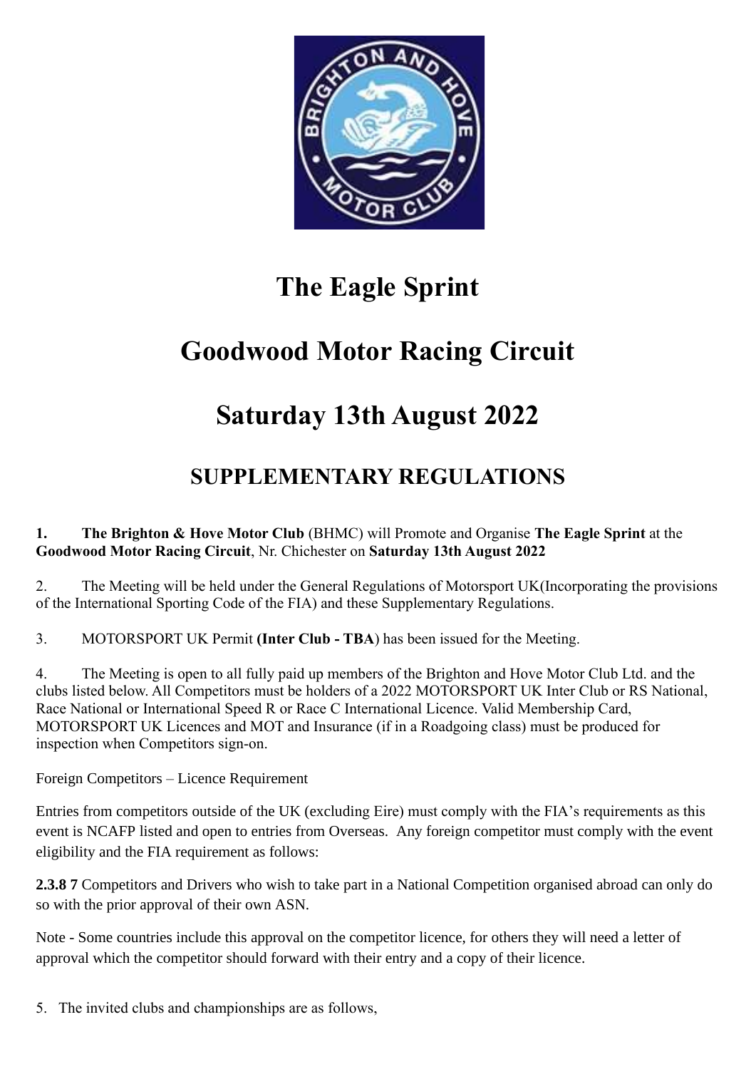# The Eagle Sprint

# Goodwood Motor Racing Circuit

# Saturday 13th August 2022

## SUPPLEMENTARY REGULATIONS

**1. The Brighton & Hove Motor Club** (BHMC) will Promote and Organise **The Eagle Sprint** at the **Goodwood Motor Racing Circuit**, Nr. Chichester on **Saturday 13th August 2022**

2. The Meeting will be held under the General Regulations of Motorsport UK(Incorporating the provisions of the International Sporting Code of the FIA) and these Supplementary Regulations.

3. MOTORSPORT UK Permit **(Inter Club - TBA**) has been issued for the Meeting.

4. The Meeting is open to all fully paid up members of the Brighton and Hove Motor Club Ltd. and the clubs listed below. All Competitors must be holders of a 2022 MOTORSPORT UK Inter Club or RS National, Race National or International Speed R or Race C International Licence. Valid Membership Card, MOTORSPORT UK Licences and MOT and Insurance (if in a Roadgoing class) must be produced for inspection when Competitors sign-on.

Foreign Competitors – Licence Requirement

Entries from competitors outside of the UK (excluding Eire) must comply with the FIA's requirements as this event is NCAFP listed and open to entries from Overseas. Any foreign competitor must comply with the event eligibility and the FIA requirement as follows:

**2.3.8 7** Competitors and Drivers who wish to take part in a National Competition organised abroad can only do so with the prior approval of their own ASN.

Note - Some countries include this approval on the competitor licence, for others they will need a letter of approval which the competitor should forward with their entry and a copy of their licence.

5. The invited clubs and championships are as follows,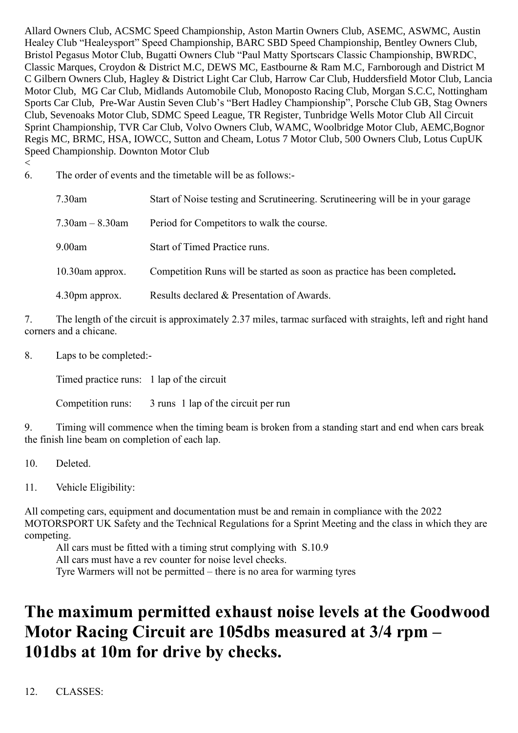Allard Owners Club, ACSMC Speed Championship, Aston Martin Owners Club, ASEMC, ASWMC, Austin Healey Club "Healeysport" Speed Championship, BARC SBD Speed Championship, Bentley Owners Club, Bristol Pegasus Motor Club, Bugatti Owners Club "Paul Matty Sportscars Classic Championship, BWRDC, Classic Marques, Croydon & District M.C, DEWS MC, Eastbourne & Ram M.C, Farnborough and District M C Gilbern Owners Club, Hagley & District Light Car Club, Harrow Car Club, Huddersfield Motor Club, Lancia Motor Club, MG Car Club, Midlands Automobile Club, Monoposto Racing Club, Morgan S.C.C, Nottingham Sports Car Club, Pre-War Austin Seven Club's "Bert Hadley Championship", Porsche Club GB, Stag Owners Club, Sevenoaks Motor Club, SDMC Speed League, TR Register, Tunbridge Wells Motor Club All Circuit Sprint Championship, TVR Car Club, Volvo Owners Club, WAMC, Woolbridge Motor Club, AEMC,Bognor Regis MC, BRMC, HSA, IOWCC, Sutton and Cheam, Lotus 7 Motor Club, 500 Owners Club, Lotus CupUK Speed Championship. Downton Motor Club
<

6. The order of events and the timetable will be as follows:-

| | |
|---|---|
| 7.30am | Start of Noise testing and Scrutineering. Scrutineering will be in your garage |
| 7.30am – 8.30am | Period for Competitors to walk the course. |
| 9.00am | Start of Timed Practice runs. |
| 10.30am approx. | Competition Runs will be started as soon as practice has been completed**.** |
| 4.30pm approx. | Results declared & Presentation of Awards. |

7. The length of the circuit is approximately 2.37 miles, tarmac surfaced with straights, left and right hand corners and a chicane.

8. Laps to be completed:-

Timed practice runs: 1 lap of the circuit

Competition runs: 3 runs 1 lap of the circuit per run

9. Timing will commence when the timing beam is broken from a standing start and end when cars break the finish line beam on completion of each lap.

10. Deleted.

11. Vehicle Eligibility:

All competing cars, equipment and documentation must be and remain in compliance with the 2022 MOTORSPORT UK Safety and the Technical Regulations for a Sprint Meeting and the class in which they are competing.

All cars must be fitted with a timing strut complying with S.10.9
All cars must have a rev counter for noise level checks.
Tyre Warmers will not be permitted – there is no area for warming tyres

# The maximum permitted exhaust noise levels at the Goodwood Motor Racing Circuit are 105dbs measured at 3/4 rpm – 101dbs at 10m for drive by checks.

12. CLASSES: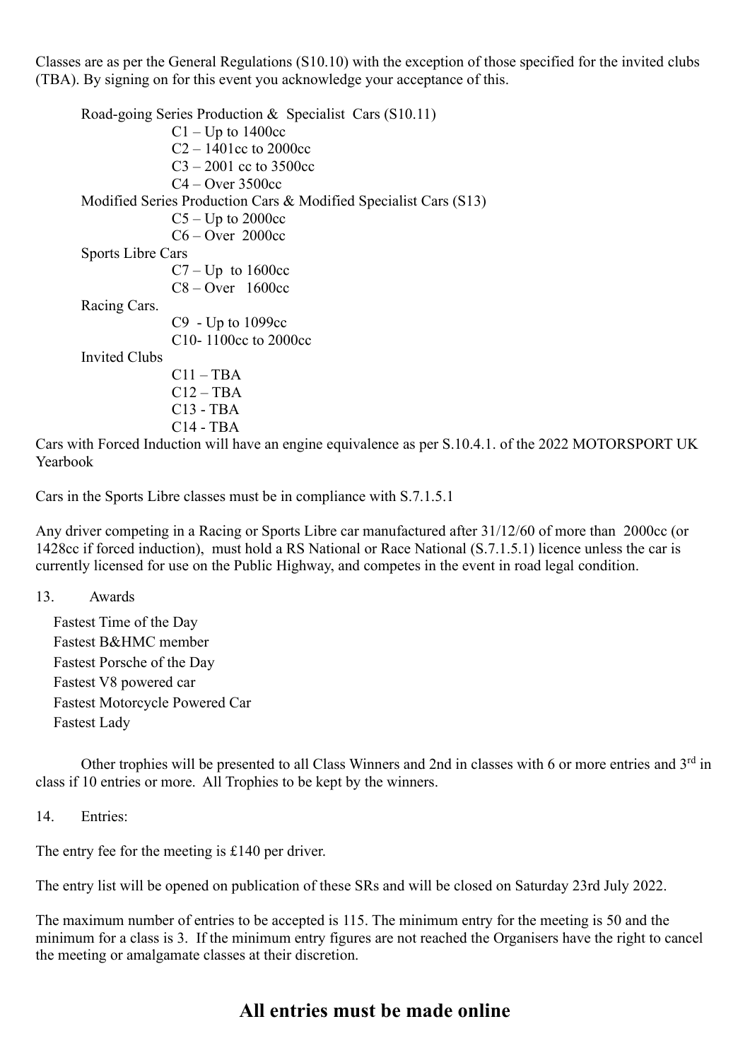Classes are as per the General Regulations (S10.10) with the exception of those specified for the invited clubs (TBA). By signing on for this event you acknowledge your acceptance of this.

Road-going Series Production & Specialist Cars (S10.11)

- C1 – Up to 1400cc
- C2 – 1401cc to 2000cc
- C3 – 2001 cc to 3500cc
- C4 – Over 3500cc

Modified Series Production Cars & Modified Specialist Cars (S13)

- C5 – Up to 2000cc
- C6 – Over 2000cc

Sports Libre Cars

- C7 – Up to 1600cc
- C8 – Over 1600cc

Racing Cars.

- C9 - Up to 1099cc
- C10- 1100cc to 2000cc

Invited Clubs

- C11 – TBA
- C12 – TBA
- C13 - TBA
- C14 - TBA

Cars with Forced Induction will have an engine equivalence as per S.10.4.1. of the 2022 MOTORSPORT UK Yearbook

Cars in the Sports Libre classes must be in compliance with S.7.1.5.1

Any driver competing in a Racing or Sports Libre car manufactured after 31/12/60 of more than 2000cc (or 1428cc if forced induction), must hold a RS National or Race National (S.7.1.5.1) licence unless the car is currently licensed for use on the Public Highway, and competes in the event in road legal condition.

13. Awards

Fastest Time of the Day
Fastest B&HMC member
Fastest Porsche of the Day
Fastest V8 powered car
Fastest Motorcycle Powered Car
Fastest Lady

Other trophies will be presented to all Class Winners and 2nd in classes with 6 or more entries and 3rd in class if 10 entries or more. All Trophies to be kept by the winners.

14. Entries:

The entry fee for the meeting is £140 per driver.

The entry list will be opened on publication of these SRs and will be closed on Saturday 23rd July 2022.

The maximum number of entries to be accepted is 115. The minimum entry for the meeting is 50 and the minimum for a class is 3. If the minimum entry figures are not reached the Organisers have the right to cancel the meeting or amalgamate classes at their discretion.

## All entries must be made online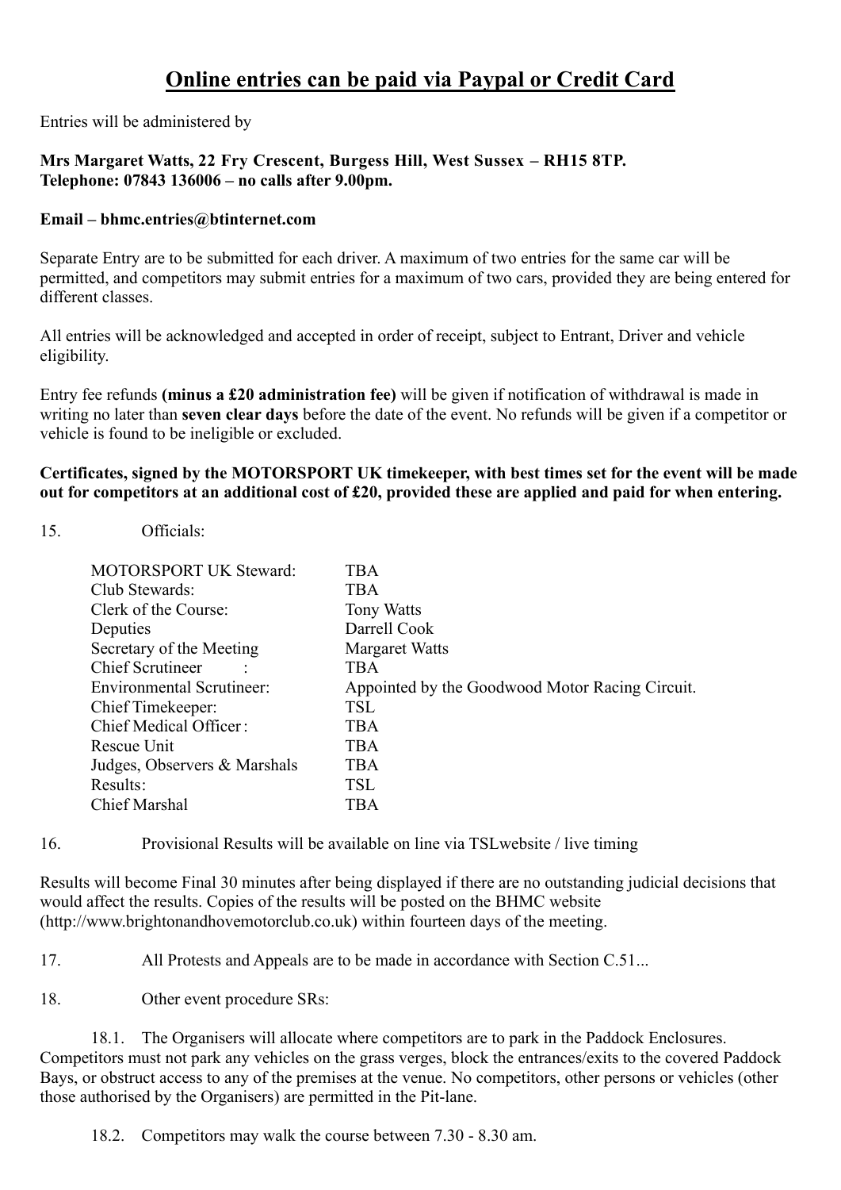# Online entries can be paid via Paypal or Credit Card

Entries will be administered by

**Mrs Margaret Watts, 22 Fry Crescent, Burgess Hill, West Sussex – RH15 8TP.**
**Telephone: 07843 136006 – no calls after 9.00pm.**

**Email – bhmc.entries@btinternet.com**

Separate Entry are to be submitted for each driver. A maximum of two entries for the same car will be permitted, and competitors may submit entries for a maximum of two cars, provided they are being entered for different classes.

All entries will be acknowledged and accepted in order of receipt, subject to Entrant, Driver and vehicle eligibility.

Entry fee refunds **(minus a £20 administration fee)** will be given if notification of withdrawal is made in writing no later than **seven clear days** before the date of the event. No refunds will be given if a competitor or vehicle is found to be ineligible or excluded.

**Certificates, signed by the MOTORSPORT UK timekeeper, with best times set for the event will be made out for competitors at an additional cost of £20, provided these are applied and paid for when entering.**

15. Officials:

| | |
|---|---|
| MOTORSPORT UK Steward: | TBA |
| Club Stewards: | TBA |
| Clerk of the Course: | Tony Watts |
| Deputies | Darrell Cook |
| Secretary of the Meeting | Margaret Watts |
| Chief Scrutineer : | TBA |
| Environmental Scrutineer: | Appointed by the Goodwood Motor Racing Circuit. |
| Chief Timekeeper: | TSL |
| Chief Medical Officer: | TBA |
| Rescue Unit | TBA |
| Judges, Observers & Marshals | TBA |
| Results: | TSL |
| Chief Marshal | TBA |

16. Provisional Results will be available on line via TSLwebsite / live timing

Results will become Final 30 minutes after being displayed if there are no outstanding judicial decisions that would affect the results. Copies of the results will be posted on the BHMC website (http://www.brightonandhovemotorclub.co.uk) within fourteen days of the meeting.

17. All Protests and Appeals are to be made in accordance with Section C.51...

18. Other event procedure SRs:

18.1. The Organisers will allocate where competitors are to park in the Paddock Enclosures. Competitors must not park any vehicles on the grass verges, block the entrances/exits to the covered Paddock Bays, or obstruct access to any of the premises at the venue. No competitors, other persons or vehicles (other those authorised by the Organisers) are permitted in the Pit-lane.

18.2. Competitors may walk the course between 7.30 - 8.30 am.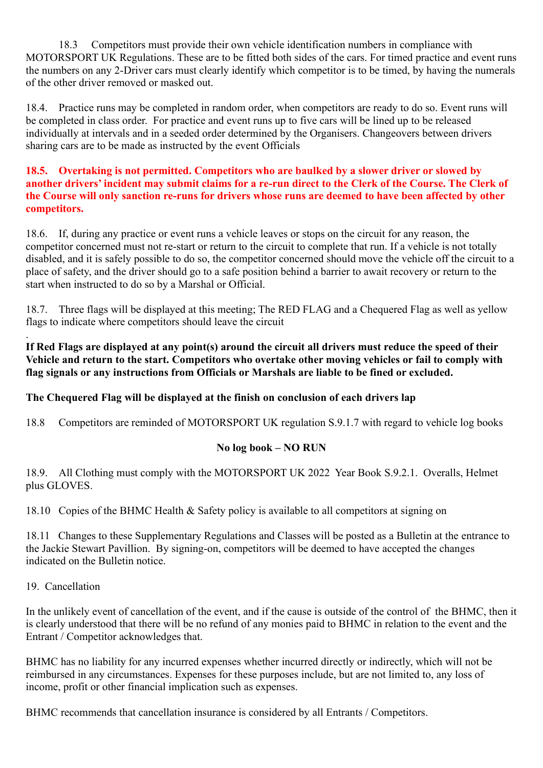18.3 Competitors must provide their own vehicle identification numbers in compliance with MOTORSPORT UK Regulations. These are to be fitted both sides of the cars. For timed practice and event runs the numbers on any 2-Driver cars must clearly identify which competitor is to be timed, by having the numerals of the other driver removed or masked out.

18.4. Practice runs may be completed in random order, when competitors are ready to do so. Event runs will be completed in class order. For practice and event runs up to five cars will be lined up to be released individually at intervals and in a seeded order determined by the Organisers. Changeovers between drivers sharing cars are to be made as instructed by the event Officials

**18.5. Overtaking is not permitted. Competitors who are baulked by a slower driver or slowed by another drivers' incident may submit claims for a re-run direct to the Clerk of the Course. The Clerk of the Course will only sanction re-runs for drivers whose runs are deemed to have been affected by other competitors.**

18.6. If, during any practice or event runs a vehicle leaves or stops on the circuit for any reason, the competitor concerned must not re-start or return to the circuit to complete that run. If a vehicle is not totally disabled, and it is safely possible to do so, the competitor concerned should move the vehicle off the circuit to a place of safety, and the driver should go to a safe position behind a barrier to await recovery or return to the start when instructed to do so by a Marshal or Official.

18.7. Three flags will be displayed at this meeting; The RED FLAG and a Chequered Flag as well as yellow flags to indicate where competitors should leave the circuit

.

**If Red Flags are displayed at any point(s) around the circuit all drivers must reduce the speed of their Vehicle and return to the start. Competitors who overtake other moving vehicles or fail to comply with flag signals or any instructions from Officials or Marshals are liable to be fined or excluded.**

**The Chequered Flag will be displayed at the finish on conclusion of each drivers lap**

18.8 Competitors are reminded of MOTORSPORT UK regulation S.9.1.7 with regard to vehicle log books

**No log book – NO RUN**

18.9. All Clothing must comply with the MOTORSPORT UK 2022 Year Book S.9.2.1. Overalls, Helmet plus GLOVES.

18.10 Copies of the BHMC Health & Safety policy is available to all competitors at signing on

18.11 Changes to these Supplementary Regulations and Classes will be posted as a Bulletin at the entrance to the Jackie Stewart Pavillion. By signing-on, competitors will be deemed to have accepted the changes indicated on the Bulletin notice.

19. Cancellation

In the unlikely event of cancellation of the event, and if the cause is outside of the control of the BHMC, then it is clearly understood that there will be no refund of any monies paid to BHMC in relation to the event and the Entrant / Competitor acknowledges that.

BHMC has no liability for any incurred expenses whether incurred directly or indirectly, which will not be reimbursed in any circumstances. Expenses for these purposes include, but are not limited to, any loss of income, profit or other financial implication such as expenses.

BHMC recommends that cancellation insurance is considered by all Entrants / Competitors.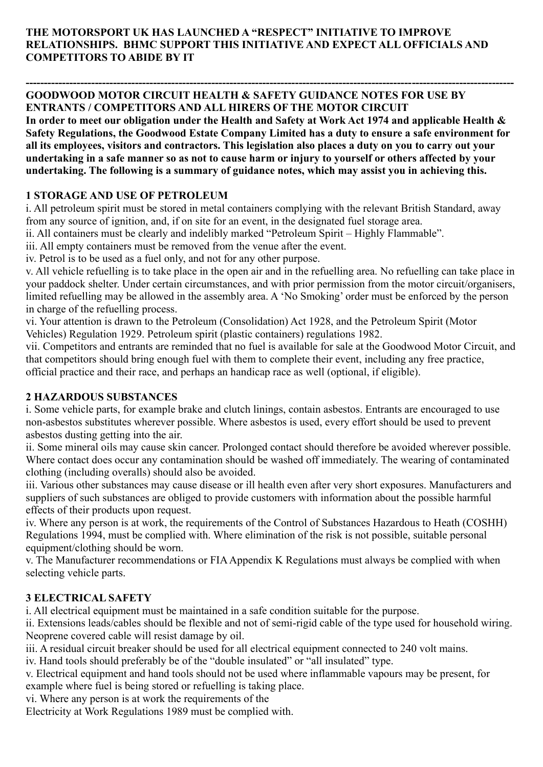**THE MOTORSPORT UK HAS LAUNCHED A "RESPECT" INITIATIVE TO IMPROVE RELATIONSHIPS. BHMC SUPPORT THIS INITIATIVE AND EXPECT ALL OFFICIALS AND COMPETITORS TO ABIDE BY IT**

---

## GOODWOOD MOTOR CIRCUIT HEALTH & SAFETY GUIDANCE NOTES FOR USE BY ENTRANTS / COMPETITORS AND ALL HIRERS OF THE MOTOR CIRCUIT

**In order to meet our obligation under the Health and Safety at Work Act 1974 and applicable Health & Safety Regulations, the Goodwood Estate Company Limited has a duty to ensure a safe environment for all its employees, visitors and contractors. This legislation also places a duty on you to carry out your undertaking in a safe manner so as not to cause harm or injury to yourself or others affected by your undertaking. The following is a summary of guidance notes, which may assist you in achieving this.**

### 1 STORAGE AND USE OF PETROLEUM

i. All petroleum spirit must be stored in metal containers complying with the relevant British Standard, away from any source of ignition, and, if on site for an event, in the designated fuel storage area.

ii. All containers must be clearly and indelibly marked "Petroleum Spirit – Highly Flammable".

iii. All empty containers must be removed from the venue after the event.

iv. Petrol is to be used as a fuel only, and not for any other purpose.

v. All vehicle refuelling is to take place in the open air and in the refuelling area. No refuelling can take place in your paddock shelter. Under certain circumstances, and with prior permission from the motor circuit/organisers, limited refuelling may be allowed in the assembly area. A 'No Smoking' order must be enforced by the person in charge of the refuelling process.

vi. Your attention is drawn to the Petroleum (Consolidation) Act 1928, and the Petroleum Spirit (Motor Vehicles) Regulation 1929. Petroleum spirit (plastic containers) regulations 1982.

vii. Competitors and entrants are reminded that no fuel is available for sale at the Goodwood Motor Circuit, and that competitors should bring enough fuel with them to complete their event, including any free practice, official practice and their race, and perhaps an handicap race as well (optional, if eligible).

### 2 HAZARDOUS SUBSTANCES

i. Some vehicle parts, for example brake and clutch linings, contain asbestos. Entrants are encouraged to use non-asbestos substitutes wherever possible. Where asbestos is used, every effort should be used to prevent asbestos dusting getting into the air.

ii. Some mineral oils may cause skin cancer. Prolonged contact should therefore be avoided wherever possible. Where contact does occur any contamination should be washed off immediately. The wearing of contaminated clothing (including overalls) should also be avoided.

iii. Various other substances may cause disease or ill health even after very short exposures. Manufacturers and suppliers of such substances are obliged to provide customers with information about the possible harmful effects of their products upon request.

iv. Where any person is at work, the requirements of the Control of Substances Hazardous to Heath (COSHH) Regulations 1994, must be complied with. Where elimination of the risk is not possible, suitable personal equipment/clothing should be worn.

v. The Manufacturer recommendations or FIA Appendix K Regulations must always be complied with when selecting vehicle parts.

### 3 ELECTRICAL SAFETY

i. All electrical equipment must be maintained in a safe condition suitable for the purpose.

ii. Extensions leads/cables should be flexible and not of semi-rigid cable of the type used for household wiring. Neoprene covered cable will resist damage by oil.

iii. A residual circuit breaker should be used for all electrical equipment connected to 240 volt mains.

iv. Hand tools should preferably be of the "double insulated" or "all insulated" type.

v. Electrical equipment and hand tools should not be used where inflammable vapours may be present, for example where fuel is being stored or refuelling is taking place.

vi. Where any person is at work the requirements of the Electricity at Work Regulations 1989 must be complied with.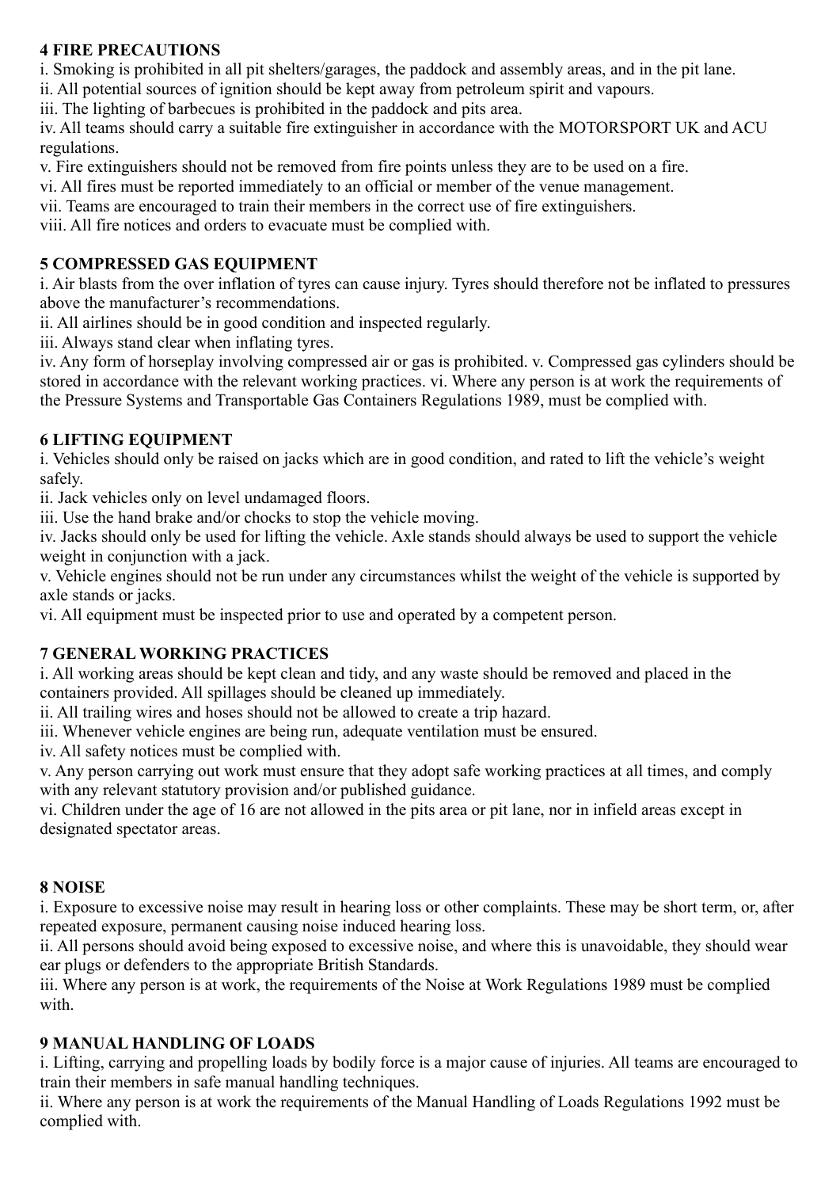## 4 FIRE PRECAUTIONS

i. Smoking is prohibited in all pit shelters/garages, the paddock and assembly areas, and in the pit lane.
ii. All potential sources of ignition should be kept away from petroleum spirit and vapours.
iii. The lighting of barbecues is prohibited in the paddock and pits area.
iv. All teams should carry a suitable fire extinguisher in accordance with the MOTORSPORT UK and ACU regulations.
v. Fire extinguishers should not be removed from fire points unless they are to be used on a fire.
vi. All fires must be reported immediately to an official or member of the venue management.
vii. Teams are encouraged to train their members in the correct use of fire extinguishers.
viii. All fire notices and orders to evacuate must be complied with.

## 5 COMPRESSED GAS EQUIPMENT

i. Air blasts from the over inflation of tyres can cause injury. Tyres should therefore not be inflated to pressures above the manufacturer's recommendations.
ii. All airlines should be in good condition and inspected regularly.
iii. Always stand clear when inflating tyres.
iv. Any form of horseplay involving compressed air or gas is prohibited. v. Compressed gas cylinders should be stored in accordance with the relevant working practices. vi. Where any person is at work the requirements of the Pressure Systems and Transportable Gas Containers Regulations 1989, must be complied with.

## 6 LIFTING EQUIPMENT

i. Vehicles should only be raised on jacks which are in good condition, and rated to lift the vehicle's weight safely.
ii. Jack vehicles only on level undamaged floors.
iii. Use the hand brake and/or chocks to stop the vehicle moving.
iv. Jacks should only be used for lifting the vehicle. Axle stands should always be used to support the vehicle weight in conjunction with a jack.
v. Vehicle engines should not be run under any circumstances whilst the weight of the vehicle is supported by axle stands or jacks.
vi. All equipment must be inspected prior to use and operated by a competent person.

## 7 GENERAL WORKING PRACTICES

i. All working areas should be kept clean and tidy, and any waste should be removed and placed in the containers provided. All spillages should be cleaned up immediately.
ii. All trailing wires and hoses should not be allowed to create a trip hazard.
iii. Whenever vehicle engines are being run, adequate ventilation must be ensured.
iv. All safety notices must be complied with.
v. Any person carrying out work must ensure that they adopt safe working practices at all times, and comply with any relevant statutory provision and/or published guidance.
vi. Children under the age of 16 are not allowed in the pits area or pit lane, nor in infield areas except in designated spectator areas.

## 8 NOISE

i. Exposure to excessive noise may result in hearing loss or other complaints. These may be short term, or, after repeated exposure, permanent causing noise induced hearing loss.
ii. All persons should avoid being exposed to excessive noise, and where this is unavoidable, they should wear ear plugs or defenders to the appropriate British Standards.
iii. Where any person is at work, the requirements of the Noise at Work Regulations 1989 must be complied with.

## 9 MANUAL HANDLING OF LOADS

i. Lifting, carrying and propelling loads by bodily force is a major cause of injuries. All teams are encouraged to train their members in safe manual handling techniques.
ii. Where any person is at work the requirements of the Manual Handling of Loads Regulations 1992 must be complied with.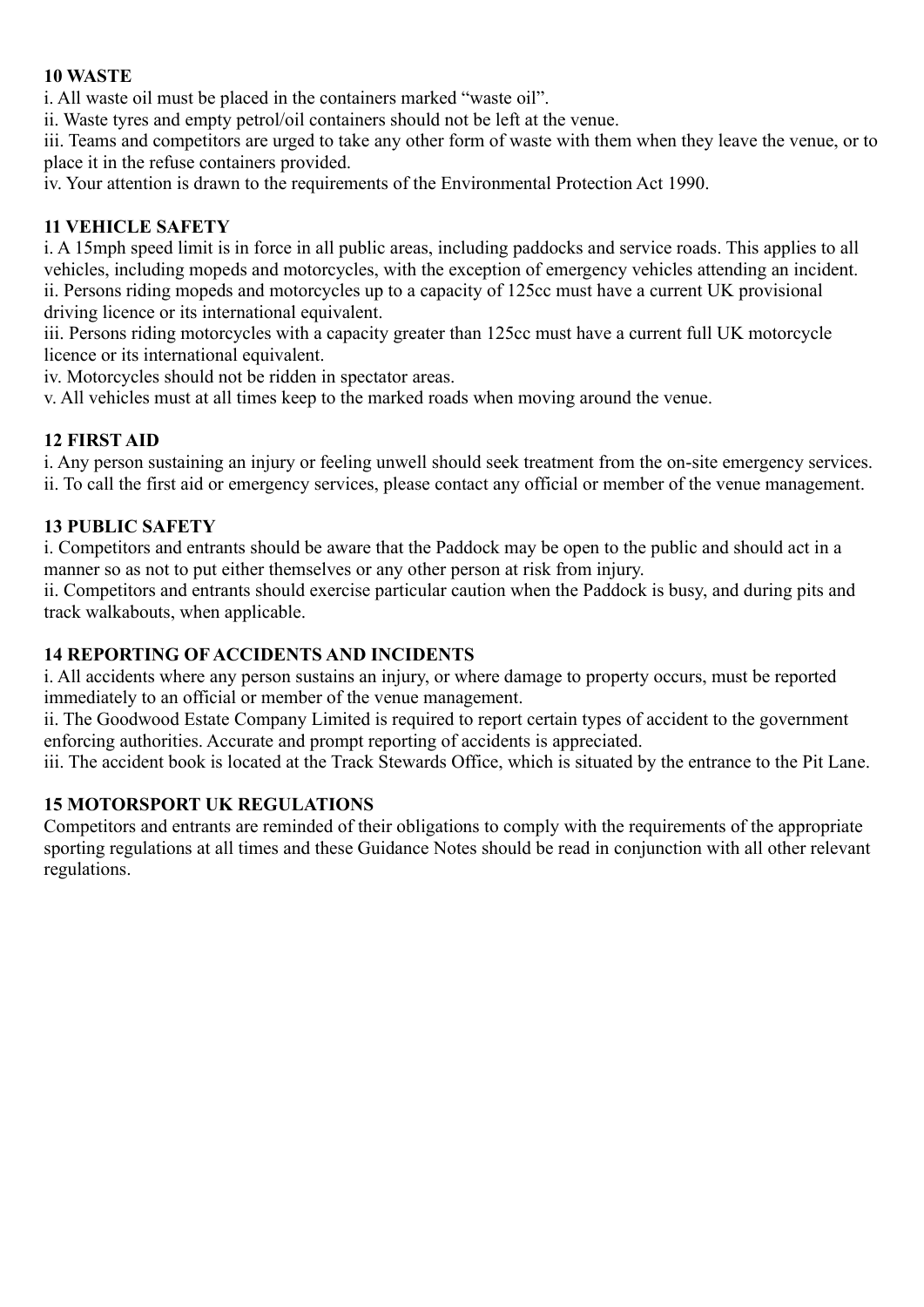**10 WASTE**

i. All waste oil must be placed in the containers marked “waste oil”.

ii. Waste tyres and empty petrol/oil containers should not be left at the venue.

iii. Teams and competitors are urged to take any other form of waste with them when they leave the venue, or to place it in the refuse containers provided.

iv. Your attention is drawn to the requirements of the Environmental Protection Act 1990.

**11 VEHICLE SAFETY**

i. A 15mph speed limit is in force in all public areas, including paddocks and service roads. This applies to all vehicles, including mopeds and motorcycles, with the exception of emergency vehicles attending an incident.

ii. Persons riding mopeds and motorcycles up to a capacity of 125cc must have a current UK provisional driving licence or its international equivalent.

iii. Persons riding motorcycles with a capacity greater than 125cc must have a current full UK motorcycle licence or its international equivalent.

iv. Motorcycles should not be ridden in spectator areas.

v. All vehicles must at all times keep to the marked roads when moving around the venue.

**12 FIRST AID**

i. Any person sustaining an injury or feeling unwell should seek treatment from the on-site emergency services.

ii. To call the first aid or emergency services, please contact any official or member of the venue management.

**13 PUBLIC SAFETY**

i. Competitors and entrants should be aware that the Paddock may be open to the public and should act in a manner so as not to put either themselves or any other person at risk from injury.

ii. Competitors and entrants should exercise particular caution when the Paddock is busy, and during pits and track walkabouts, when applicable.

**14 REPORTING OF ACCIDENTS AND INCIDENTS**

i. All accidents where any person sustains an injury, or where damage to property occurs, must be reported immediately to an official or member of the venue management.

ii. The Goodwood Estate Company Limited is required to report certain types of accident to the government enforcing authorities. Accurate and prompt reporting of accidents is appreciated.

iii. The accident book is located at the Track Stewards Office, which is situated by the entrance to the Pit Lane.

**15 MOTORSPORT UK REGULATIONS**

Competitors and entrants are reminded of their obligations to comply with the requirements of the appropriate sporting regulations at all times and these Guidance Notes should be read in conjunction with all other relevant regulations.